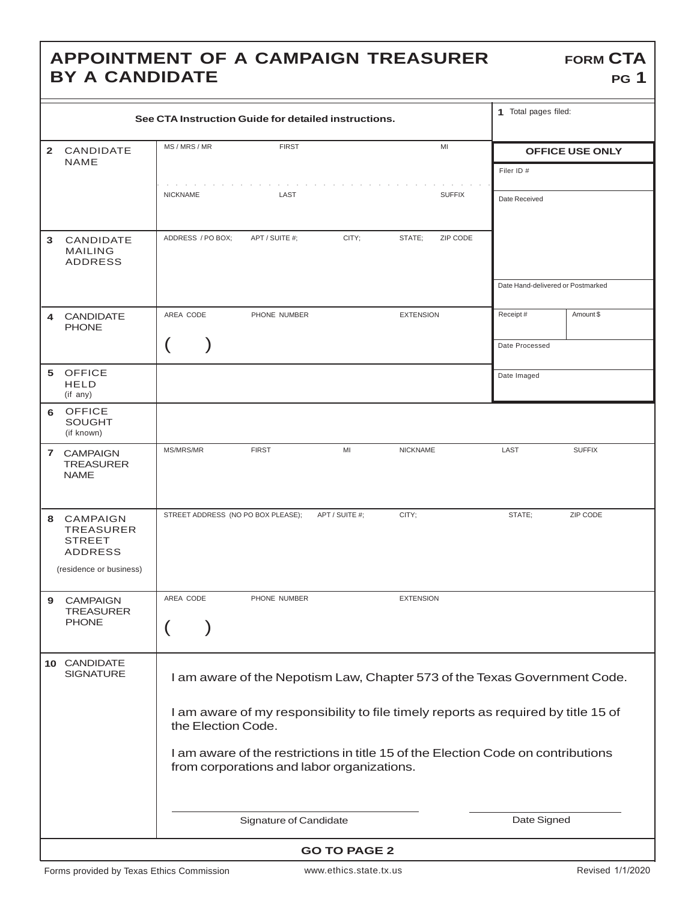# APPOINTMENT OF A CAMPAIGN TREASURER BY A CANDIDATE

**FORM CTA PG 1**

See CTA Instruction Guide for detailed instructions.

**1** Total pages filed:

| | | | | | | |
|---|---|---|---|---|---|---|
| **2** CANDIDATE NAME | MS / MRS / MR | FIRST | | MI | | |
| | NICKNAME | LAST | | SUFFIX | | |
| **3** CANDIDATE MAILING ADDRESS | ADDRESS / PO BOX; | APT / SUITE #; | CITY; | STATE; | ZIP CODE | |
| **4** CANDIDATE PHONE | AREA CODE ( ) | PHONE NUMBER | | EXTENSION | | |
| **5** OFFICE HELD (if any) | | | | | | |
| **6** OFFICE SOUGHT (if known) | | | | | | |
| **7** CAMPAIGN TREASURER NAME | MS/MRS/MR | FIRST | MI | NICKNAME | LAST | SUFFIX |
| **8** CAMPAIGN TREASURER STREET ADDRESS (residence or business) | STREET ADDRESS (NO PO BOX PLEASE); | APT / SUITE #; | CITY; | STATE; | ZIP CODE | |
| **9** CAMPAIGN TREASURER PHONE | AREA CODE ( ) | PHONE NUMBER | | EXTENSION | | |

**OFFICE USE ONLY**

| | |
|---|---|
| Filer ID # | |
| Date Received | |
| Date Hand-delivered or Postmarked | |
| Receipt # | Amount $ |
| Date Processed | |
| Date Imaged | |

**10** CANDIDATE SIGNATURE

I am aware of the Nepotism Law, Chapter 573 of the Texas Government Code.

I am aware of my responsibility to file timely reports as required by title 15 of the Election Code.

I am aware of the restrictions in title 15 of the Election Code on contributions from corporations and labor organizations.

Signature of Candidate ____________________ Date Signed ____________________

**GO TO PAGE 2**

Forms provided by Texas Ethics Commission www.ethics.state.tx.us Revised 1/1/2020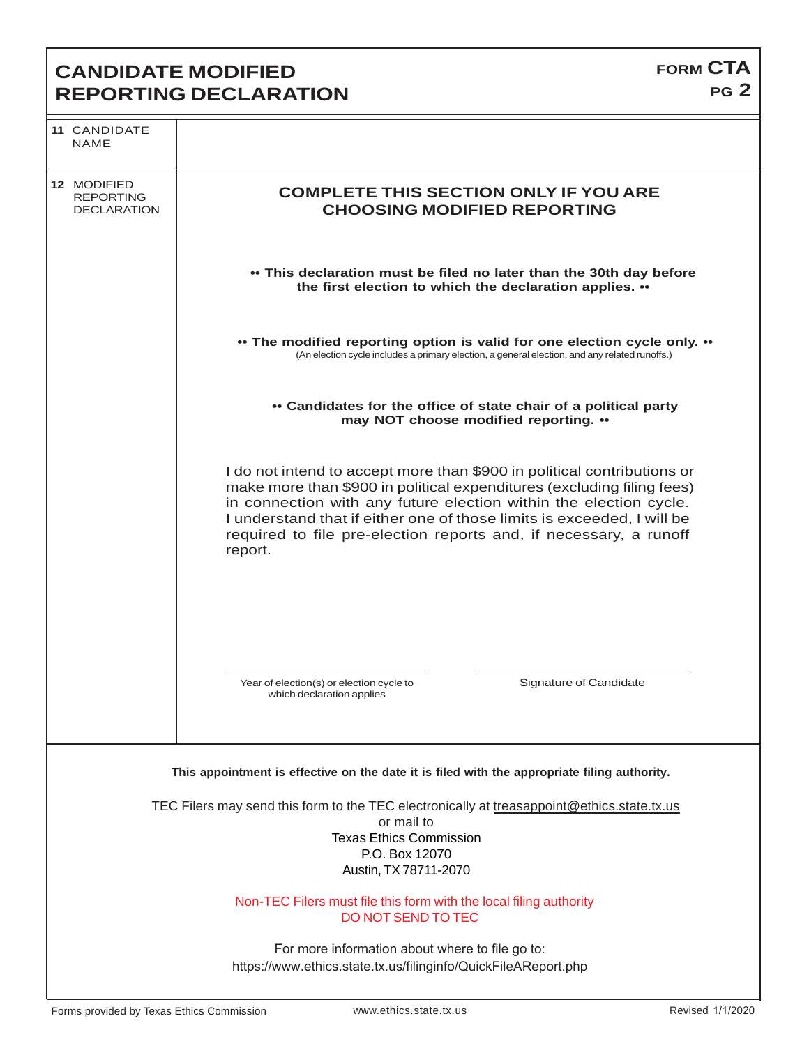# CANDIDATE MODIFIED REPORTING DECLARATION

**FORM CTA**
**PG 2**

| | |
|---|---|
| **11** CANDIDATE NAME | |
| **12** MODIFIED REPORTING DECLARATION | **COMPLETE THIS SECTION ONLY IF YOU ARE CHOOSING MODIFIED REPORTING** |

**•• This declaration must be filed no later than the 30th day before the first election to which the declaration applies. ••**

**•• The modified reporting option is valid for one election cycle only. ••**
(An election cycle includes a primary election, a general election, and any related runoffs.)

**•• Candidates for the office of state chair of a political party may NOT choose modified reporting. ••**

I do not intend to accept more than $900 in political contributions or make more than $900 in political expenditures (excluding filing fees) in connection with any future election within the election cycle. I understand that if either one of those limits is exceeded, I will be required to file pre-election reports and, if necessary, a runoff report.

\_\_\_\_\_\_\_\_\_\_\_\_\_\_\_\_\_\_\_\_\_\_\_\_\_\_\_\_\_\_
Year of election(s) or election cycle to which declaration applies

\_\_\_\_\_\_\_\_\_\_\_\_\_\_\_\_\_\_\_\_\_\_\_\_\_\_\_\_\_\_
Signature of Candidate

**This appointment is effective on the date it is filed with the appropriate filing authority.**

TEC Filers may send this form to the TEC electronically at treasappoint@ethics.state.tx.us
or mail to
Texas Ethics Commission
P.O. Box 12070
Austin, TX 78711-2070

Non-TEC Filers must file this form with the local filing authority
DO NOT SEND TO TEC

For more information about where to file go to:
https://www.ethics.state.tx.us/filinginfo/QuickFileAReport.php

Forms provided by Texas Ethics Commission www.ethics.state.tx.us Revised 1/1/2020